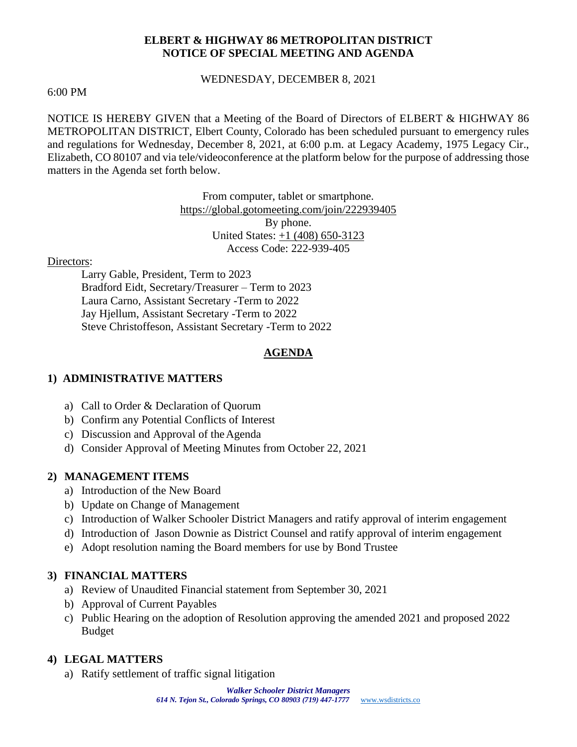**ELBERT & HIGHWAY 86 METROPOLITAN DISTRICT**
**NOTICE OF SPECIAL MEETING AND AGENDA**

WEDNESDAY, DECEMBER 8, 2021

6:00 PM

NOTICE IS HEREBY GIVEN that a Meeting of the Board of Directors of ELBERT & HIGHWAY 86 METROPOLITAN DISTRICT, Elbert County, Colorado has been scheduled pursuant to emergency rules and regulations for Wednesday, December 8, 2021, at 6:00 p.m. at Legacy Academy, 1975 Legacy Cir., Elizabeth, CO 80107 and via tele/videoconference at the platform below for the purpose of addressing those matters in the Agenda set forth below.

From computer, tablet or smartphone.
https://global.gotomeeting.com/join/222939405
By phone.
United States: +1 (408) 650-3123
Access Code: 222-939-405

Directors:

Larry Gable, President, Term to 2023
Bradford Eidt, Secretary/Treasurer – Term to 2023
Laura Carno, Assistant Secretary -Term to 2022
Jay Hjellum, Assistant Secretary -Term to 2022
Steve Christoffeson, Assistant Secretary -Term to 2022

**AGENDA**

**1) ADMINISTRATIVE MATTERS**

a) Call to Order & Declaration of Quorum
b) Confirm any Potential Conflicts of Interest
c) Discussion and Approval of the Agenda
d) Consider Approval of Meeting Minutes from October 22, 2021

**2) MANAGEMENT ITEMS**

a) Introduction of the New Board
b) Update on Change of Management
c) Introduction of Walker Schooler District Managers and ratify approval of interim engagement
d) Introduction of Jason Downie as District Counsel and ratify approval of interim engagement
e) Adopt resolution naming the Board members for use by Bond Trustee

**3) FINANCIAL MATTERS**

a) Review of Unaudited Financial statement from September 30, 2021
b) Approval of Current Payables
c) Public Hearing on the adoption of Resolution approving the amended 2021 and proposed 2022 Budget

**4) LEGAL MATTERS**

a) Ratify settlement of traffic signal litigation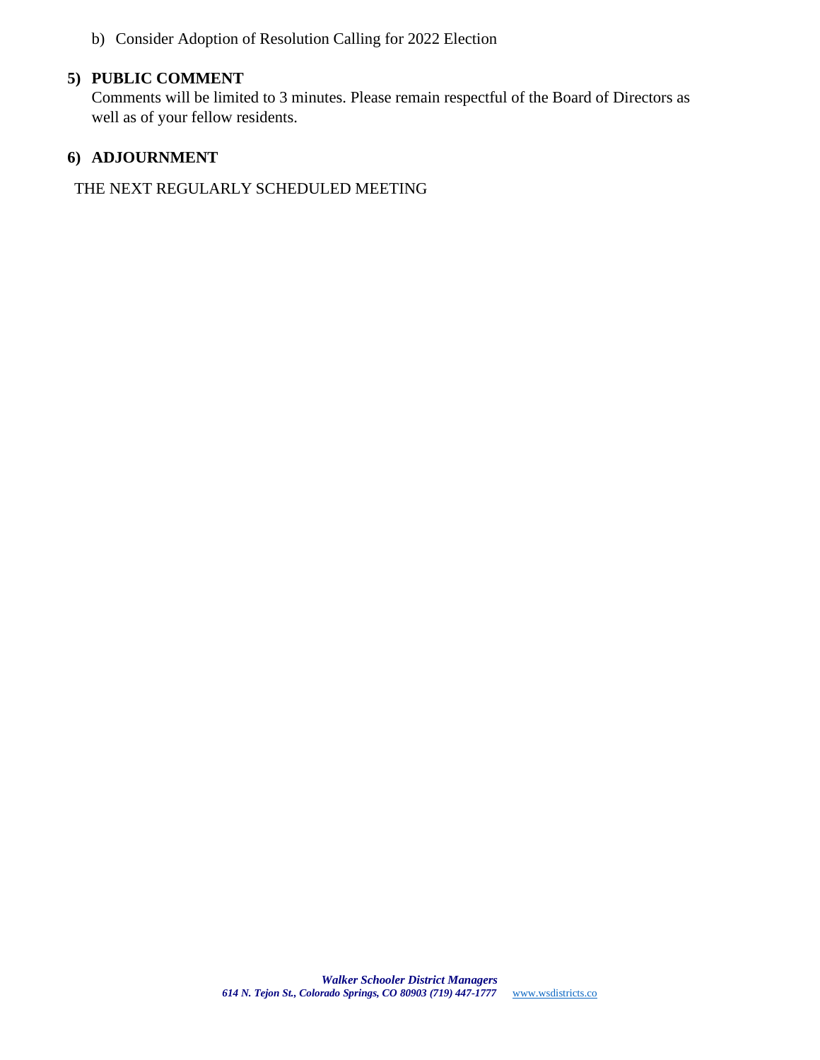b) Consider Adoption of Resolution Calling for 2022 Election

## 5) PUBLIC COMMENT

Comments will be limited to 3 minutes. Please remain respectful of the Board of Directors as well as of your fellow residents.

## 6) ADJOURNMENT

THE NEXT REGULARLY SCHEDULED MEETING

***Walker Schooler District Managers***
***614 N. Tejon St., Colorado Springs, CO 80903 (719) 447-1777*** www.wsdistricts.co